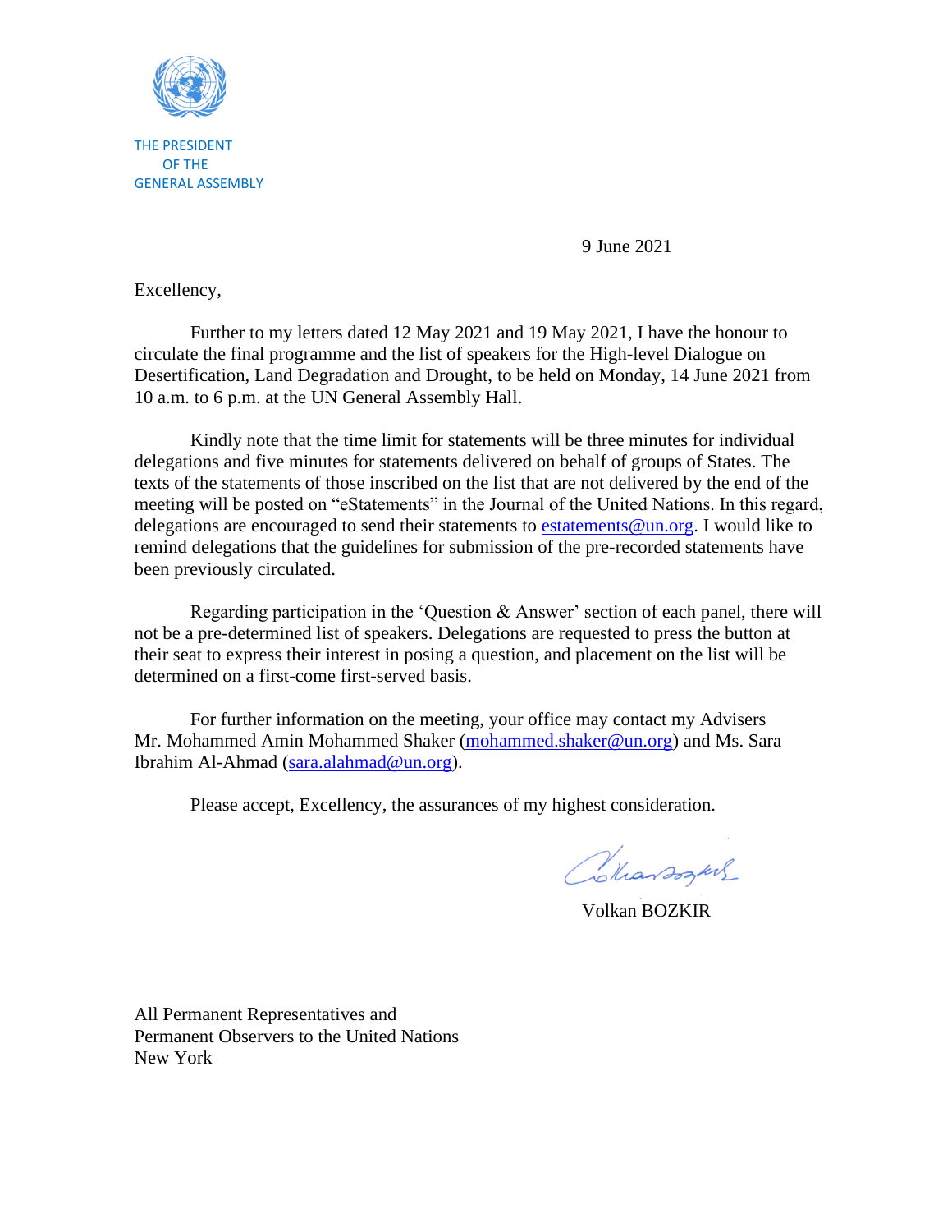THE PRESIDENT
OF THE
GENERAL ASSEMBLY

9 June 2021

Excellency,

Further to my letters dated 12 May 2021 and 19 May 2021, I have the honour to circulate the final programme and the list of speakers for the High-level Dialogue on Desertification, Land Degradation and Drought, to be held on Monday, 14 June 2021 from 10 a.m. to 6 p.m. at the UN General Assembly Hall.

Kindly note that the time limit for statements will be three minutes for individual delegations and five minutes for statements delivered on behalf of groups of States. The texts of the statements of those inscribed on the list that are not delivered by the end of the meeting will be posted on "eStatements" in the Journal of the United Nations. In this regard, delegations are encouraged to send their statements to estatements@un.org. I would like to remind delegations that the guidelines for submission of the pre-recorded statements have been previously circulated.

Regarding participation in the 'Question & Answer' section of each panel, there will not be a pre-determined list of speakers. Delegations are requested to press the button at their seat to express their interest in posing a question, and placement on the list will be determined on a first-come first-served basis.

For further information on the meeting, your office may contact my Advisers Mr. Mohammed Amin Mohammed Shaker (mohammed.shaker@un.org) and Ms. Sara Ibrahim Al-Ahmad (sara.alahmad@un.org).

Please accept, Excellency, the assurances of my highest consideration.

Volkan BOZKIR

All Permanent Representatives and
Permanent Observers to the United Nations
New York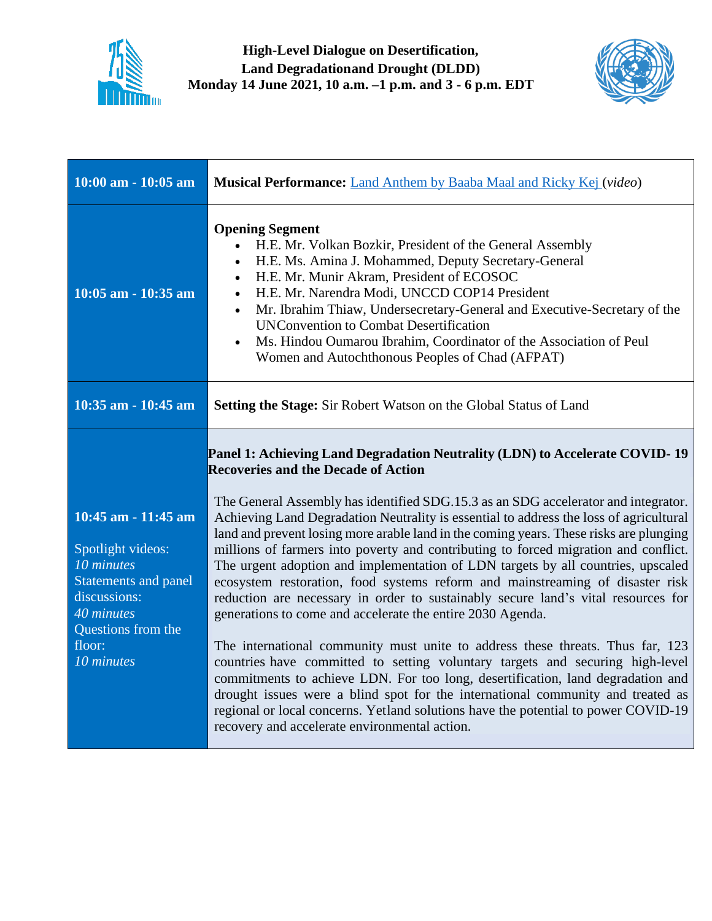**High-Level Dialogue on Desertification, Land Degradationand Drought (DLDD)**
**Monday 14 June 2021, 10 a.m. –1 p.m. and 3 - 6 p.m. EDT**

| | |
|---|---|
| **10:00 am - 10:05 am** | **Musical Performance:** Land Anthem by Baaba Maal and Ricky Kej (*video*) |
| **10:05 am - 10:35 am** | **Opening Segment**<br>• H.E. Mr. Volkan Bozkir, President of the General Assembly<br>• H.E. Ms. Amina J. Mohammed, Deputy Secretary-General<br>• H.E. Mr. Munir Akram, President of ECOSOC<br>• H.E. Mr. Narendra Modi, UNCCD COP14 President<br>• Mr. Ibrahim Thiaw, Undersecretary-General and Executive-Secretary of the UNConvention to Combat Desertification<br>• Ms. Hindou Oumarou Ibrahim, Coordinator of the Association of Peul Women and Autochthonous Peoples of Chad (AFPAT) |
| **10:35 am - 10:45 am** | **Setting the Stage:** Sir Robert Watson on the Global Status of Land |
| **10:45 am - 11:45 am**<br><br>Spotlight videos:<br>*10 minutes*<br>Statements and panel discussions:<br>*40 minutes*<br>Questions from the floor:<br>*10 minutes* | **Panel 1: Achieving Land Degradation Neutrality (LDN) to Accelerate COVID- 19 Recoveries and the Decade of Action**<br><br>The General Assembly has identified SDG.15.3 as an SDG accelerator and integrator. Achieving Land Degradation Neutrality is essential to address the loss of agricultural land and prevent losing more arable land in the coming years. These risks are plunging millions of farmers into poverty and contributing to forced migration and conflict. The urgent adoption and implementation of LDN targets by all countries, upscaled ecosystem restoration, food systems reform and mainstreaming of disaster risk reduction are necessary in order to sustainably secure land's vital resources for generations to come and accelerate the entire 2030 Agenda.<br><br>The international community must unite to address these threats. Thus far, 123 countries have committed to setting voluntary targets and securing high-level commitments to achieve LDN. For too long, desertification, land degradation and drought issues were a blind spot for the international community and treated as regional or local concerns. Yetland solutions have the potential to power COVID-19 recovery and accelerate environmental action. |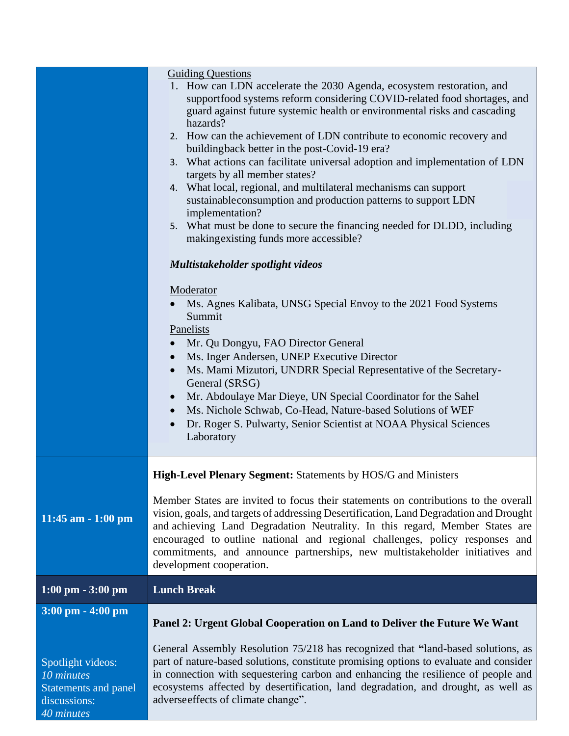| | |
|---|---|
| | <u>Guiding Questions</u><br>1. How can LDN accelerate the 2030 Agenda, ecosystem restoration, and supportfood systems reform considering COVID-related food shortages, and guard against future systemic health or environmental risks and cascading hazards?<br>2. How can the achievement of LDN contribute to economic recovery and buildingback better in the post-Covid-19 era?<br>3. What actions can facilitate universal adoption and implementation of LDN targets by all member states?<br>4. What local, regional, and multilateral mechanisms can support sustainableconsumption and production patterns to support LDN implementation?<br>5. What must be done to secure the financing needed for DLDD, including makingexisting funds more accessible?<br><br>***Multistakeholder spotlight videos***<br><br><u>Moderator</u><br>• Ms. Agnes Kalibata, UNSG Special Envoy to the 2021 Food Systems Summit<br><u>Panelists</u><br>• Mr. Qu Dongyu, FAO Director General<br>• Ms. Inger Andersen, UNEP Executive Director<br>• Ms. Mami Mizutori, UNDRR Special Representative of the Secretary-General (SRSG)<br>• Mr. Abdoulaye Mar Dieye, UN Special Coordinator for the Sahel<br>• Ms. Nichole Schwab, Co-Head, Nature-based Solutions of WEF<br>• Dr. Roger S. Pulwarty, Senior Scientist at NOAA Physical Sciences Laboratory |
| **11:45 am - 1:00 pm** | **High-Level Plenary Segment:** Statements by HOS/G and Ministers<br><br>Member States are invited to focus their statements on contributions to the overall vision, goals, and targets of addressing Desertification, Land Degradation and Drought and achieving Land Degradation Neutrality. In this regard, Member States are encouraged to outline national and regional challenges, policy responses and commitments, and announce partnerships, new multistakeholder initiatives and development cooperation. |
| **1:00 pm - 3:00 pm** | **Lunch Break** |
| **3:00 pm - 4:00 pm**<br><br>Spotlight videos:<br>*10 minutes*<br>Statements and panel discussions:<br>*40 minutes* | **Panel 2: Urgent Global Cooperation on Land to Deliver the Future We Want**<br><br>General Assembly Resolution 75/218 has recognized that "land-based solutions, as part of nature-based solutions, constitute promising options to evaluate and consider in connection with sequestering carbon and enhancing the resilience of people and ecosystems affected by desertification, land degradation, and drought, as well as adverseeffects of climate change". |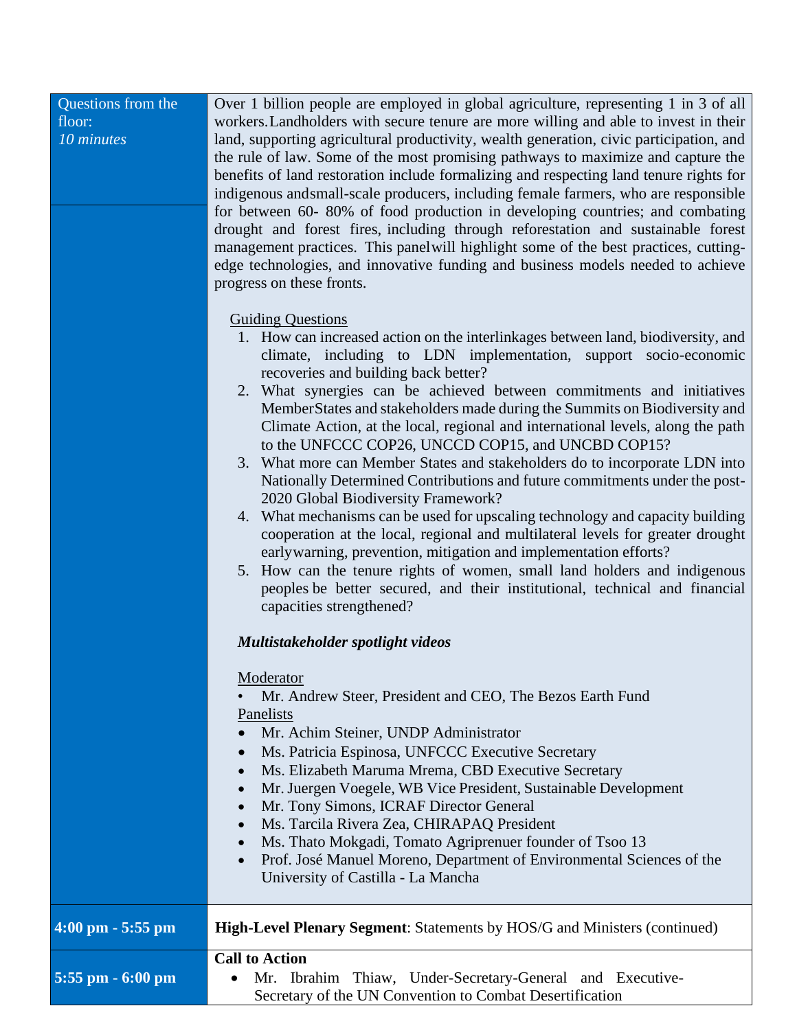| | |
|---|---|
| Questions from the floor: *10 minutes* | Over 1 billion people are employed in global agriculture, representing 1 in 3 of all workers. Landholders with secure tenure are more willing and able to invest in their land, supporting agricultural productivity, wealth generation, civic participation, and the rule of law. Some of the most promising pathways to maximize and capture the benefits of land restoration include formalizing and respecting land tenure rights for indigenous and small-scale producers, including female farmers, who are responsible for between 60- 80% of food production in developing countries; and combating drought and forest fires, including through reforestation and sustainable forest management practices. This panel will highlight some of the best practices, cutting-edge technologies, and innovative funding and business models needed to achieve progress on these fronts.<br><br>Guiding Questions<br>1. How can increased action on the interlinkages between land, biodiversity, and climate, including to LDN implementation, support socio-economic recoveries and building back better?<br>2. What synergies can be achieved between commitments and initiatives Member States and stakeholders made during the Summits on Biodiversity and Climate Action, at the local, regional and international levels, along the path to the UNFCCC COP26, UNCCD COP15, and UNCBD COP15?<br>3. What more can Member States and stakeholders do to incorporate LDN into Nationally Determined Contributions and future commitments under the post-2020 Global Biodiversity Framework?<br>4. What mechanisms can be used for upscaling technology and capacity building cooperation at the local, regional and multilateral levels for greater drought early warning, prevention, mitigation and implementation efforts?<br>5. How can the tenure rights of women, small land holders and indigenous peoples be better secured, and their institutional, technical and financial capacities strengthened?<br><br>***Multistakeholder spotlight videos***<br><br>Moderator<br>• Mr. Andrew Steer, President and CEO, The Bezos Earth Fund<br>Panelists<br>• Mr. Achim Steiner, UNDP Administrator<br>• Ms. Patricia Espinosa, UNFCCC Executive Secretary<br>• Ms. Elizabeth Maruma Mrema, CBD Executive Secretary<br>• Mr. Juergen Voegele, WB Vice President, Sustainable Development<br>• Mr. Tony Simons, ICRAF Director General<br>• Ms. Tarcila Rivera Zea, CHIRAPAQ President<br>• Ms. Thato Mokgadi, Tomato Agriprenuer founder of Tsoo 13<br>• Prof. José Manuel Moreno, Department of Environmental Sciences of the University of Castilla - La Mancha |
| **4:00 pm - 5:55 pm** | **High-Level Plenary Segment**: Statements by HOS/G and Ministers (continued) |
| **5:55 pm - 6:00 pm** | **Call to Action**<br>• Mr. Ibrahim Thiaw, Under-Secretary-General and Executive-Secretary of the UN Convention to Combat Desertification |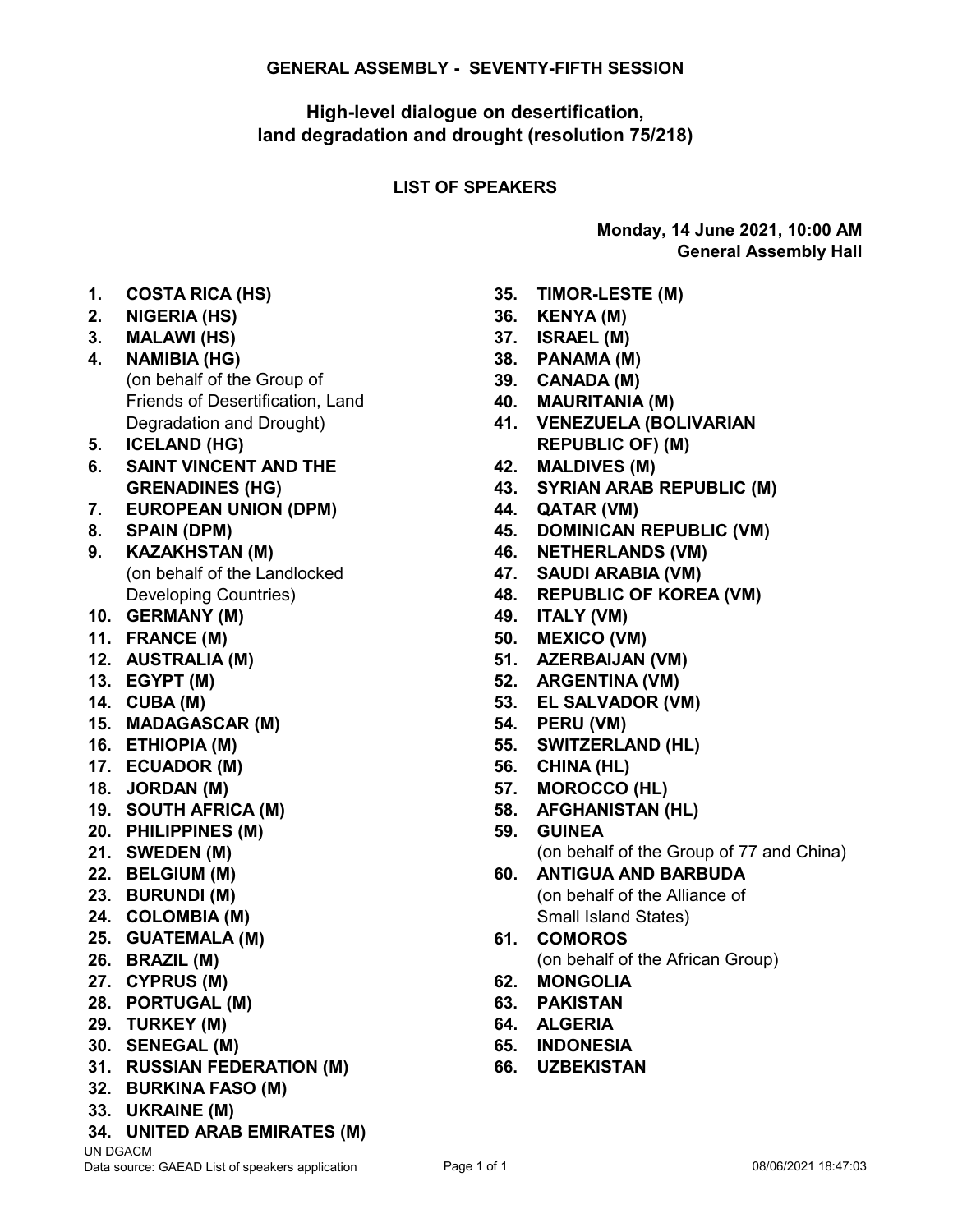**GENERAL ASSEMBLY - SEVENTY-FIFTH SESSION**

## High-level dialogue on desertification, land degradation and drought (resolution 75/218)

**LIST OF SPEAKERS**

**Monday, 14 June 2021, 10:00 AM**
**General Assembly Hall**

1. **COSTA RICA (HS)**
2. **NIGERIA (HS)**
3. **MALAWI (HS)**
4. **NAMIBIA (HG)**
   (on behalf of the Group of Friends of Desertification, Land Degradation and Drought)
5. **ICELAND (HG)**
6. **SAINT VINCENT AND THE GRENADINES (HG)**
7. **EUROPEAN UNION (DPM)**
8. **SPAIN (DPM)**
9. **KAZAKHSTAN (M)**
   (on behalf of the Landlocked Developing Countries)
10. **GERMANY (M)**
11. **FRANCE (M)**
12. **AUSTRALIA (M)**
13. **EGYPT (M)**
14. **CUBA (M)**
15. **MADAGASCAR (M)**
16. **ETHIOPIA (M)**
17. **ECUADOR (M)**
18. **JORDAN (M)**
19. **SOUTH AFRICA (M)**
20. **PHILIPPINES (M)**
21. **SWEDEN (M)**
22. **BELGIUM (M)**
23. **BURUNDI (M)**
24. **COLOMBIA (M)**
25. **GUATEMALA (M)**
26. **BRAZIL (M)**
27. **CYPRUS (M)**
28. **PORTUGAL (M)**
29. **TURKEY (M)**
30. **SENEGAL (M)**
31. **RUSSIAN FEDERATION (M)**
32. **BURKINA FASO (M)**
33. **UKRAINE (M)**
34. **UNITED ARAB EMIRATES (M)**
35. **TIMOR-LESTE (M)**
36. **KENYA (M)**
37. **ISRAEL (M)**
38. **PANAMA (M)**
39. **CANADA (M)**
40. **MAURITANIA (M)**
41. **VENEZUELA (BOLIVARIAN REPUBLIC OF) (M)**
42. **MALDIVES (M)**
43. **SYRIAN ARAB REPUBLIC (M)**
44. **QATAR (VM)**
45. **DOMINICAN REPUBLIC (VM)**
46. **NETHERLANDS (VM)**
47. **SAUDI ARABIA (VM)**
48. **REPUBLIC OF KOREA (VM)**
49. **ITALY (VM)**
50. **MEXICO (VM)**
51. **AZERBAIJAN (VM)**
52. **ARGENTINA (VM)**
53. **EL SALVADOR (VM)**
54. **PERU (VM)**
55. **SWITZERLAND (HL)**
56. **CHINA (HL)**
57. **MOROCCO (HL)**
58. **AFGHANISTAN (HL)**
59. **GUINEA**
   (on behalf of the Group of 77 and China)
60. **ANTIGUA AND BARBUDA**
   (on behalf of the Alliance of Small Island States)
61. **COMOROS**
   (on behalf of the African Group)
62. **MONGOLIA**
63. **PAKISTAN**
64. **ALGERIA**
65. **INDONESIA**
66. **UZBEKISTAN**

UN DGACM
Data source: GAEAD List of speakers application

08/06/2021 18:47:03